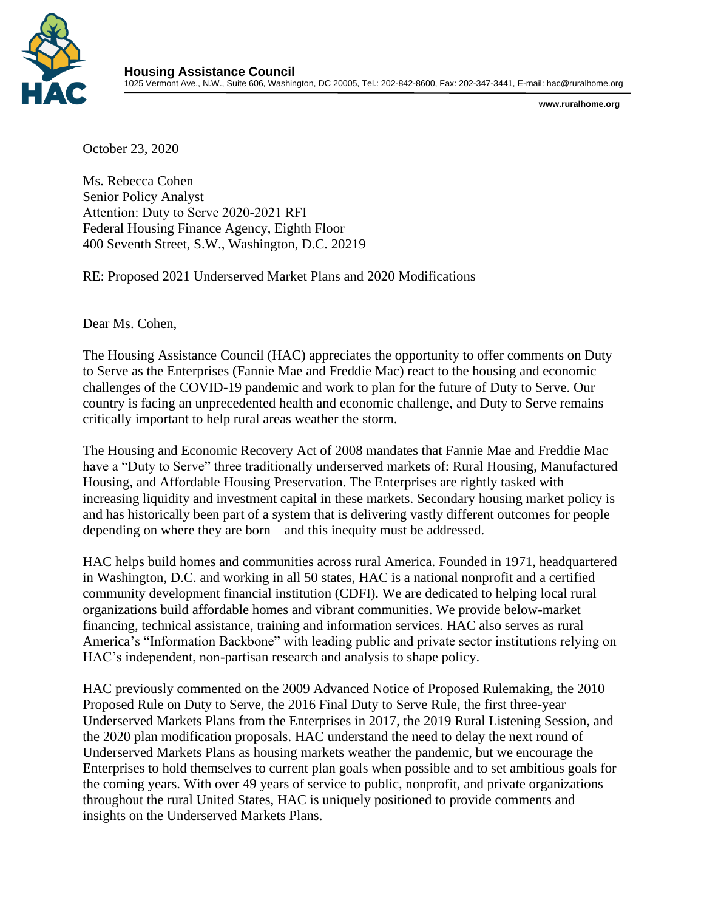**Housing Assistance Council**
1025 Vermont Ave., N.W., Suite 606, Washington, DC 20005, Tel.: 202-842-8600, Fax: 202-347-3441, E-mail: hac@ruralhome.org

www.ruralhome.org

October 23, 2020

Ms. Rebecca Cohen
Senior Policy Analyst
Attention: Duty to Serve 2020-2021 RFI
Federal Housing Finance Agency, Eighth Floor
400 Seventh Street, S.W., Washington, D.C. 20219

RE: Proposed 2021 Underserved Market Plans and 2020 Modifications

Dear Ms. Cohen,

The Housing Assistance Council (HAC) appreciates the opportunity to offer comments on Duty to Serve as the Enterprises (Fannie Mae and Freddie Mac) react to the housing and economic challenges of the COVID-19 pandemic and work to plan for the future of Duty to Serve. Our country is facing an unprecedented health and economic challenge, and Duty to Serve remains critically important to help rural areas weather the storm.

The Housing and Economic Recovery Act of 2008 mandates that Fannie Mae and Freddie Mac have a "Duty to Serve" three traditionally underserved markets of: Rural Housing, Manufactured Housing, and Affordable Housing Preservation. The Enterprises are rightly tasked with increasing liquidity and investment capital in these markets. Secondary housing market policy is and has historically been part of a system that is delivering vastly different outcomes for people depending on where they are born – and this inequity must be addressed.

HAC helps build homes and communities across rural America. Founded in 1971, headquartered in Washington, D.C. and working in all 50 states, HAC is a national nonprofit and a certified community development financial institution (CDFI). We are dedicated to helping local rural organizations build affordable homes and vibrant communities. We provide below-market financing, technical assistance, training and information services. HAC also serves as rural America's "Information Backbone" with leading public and private sector institutions relying on HAC's independent, non-partisan research and analysis to shape policy.

HAC previously commented on the 2009 Advanced Notice of Proposed Rulemaking, the 2010 Proposed Rule on Duty to Serve, the 2016 Final Duty to Serve Rule, the first three-year Underserved Markets Plans from the Enterprises in 2017, the 2019 Rural Listening Session, and the 2020 plan modification proposals. HAC understand the need to delay the next round of Underserved Markets Plans as housing markets weather the pandemic, but we encourage the Enterprises to hold themselves to current plan goals when possible and to set ambitious goals for the coming years. With over 49 years of service to public, nonprofit, and private organizations throughout the rural United States, HAC is uniquely positioned to provide comments and insights on the Underserved Markets Plans.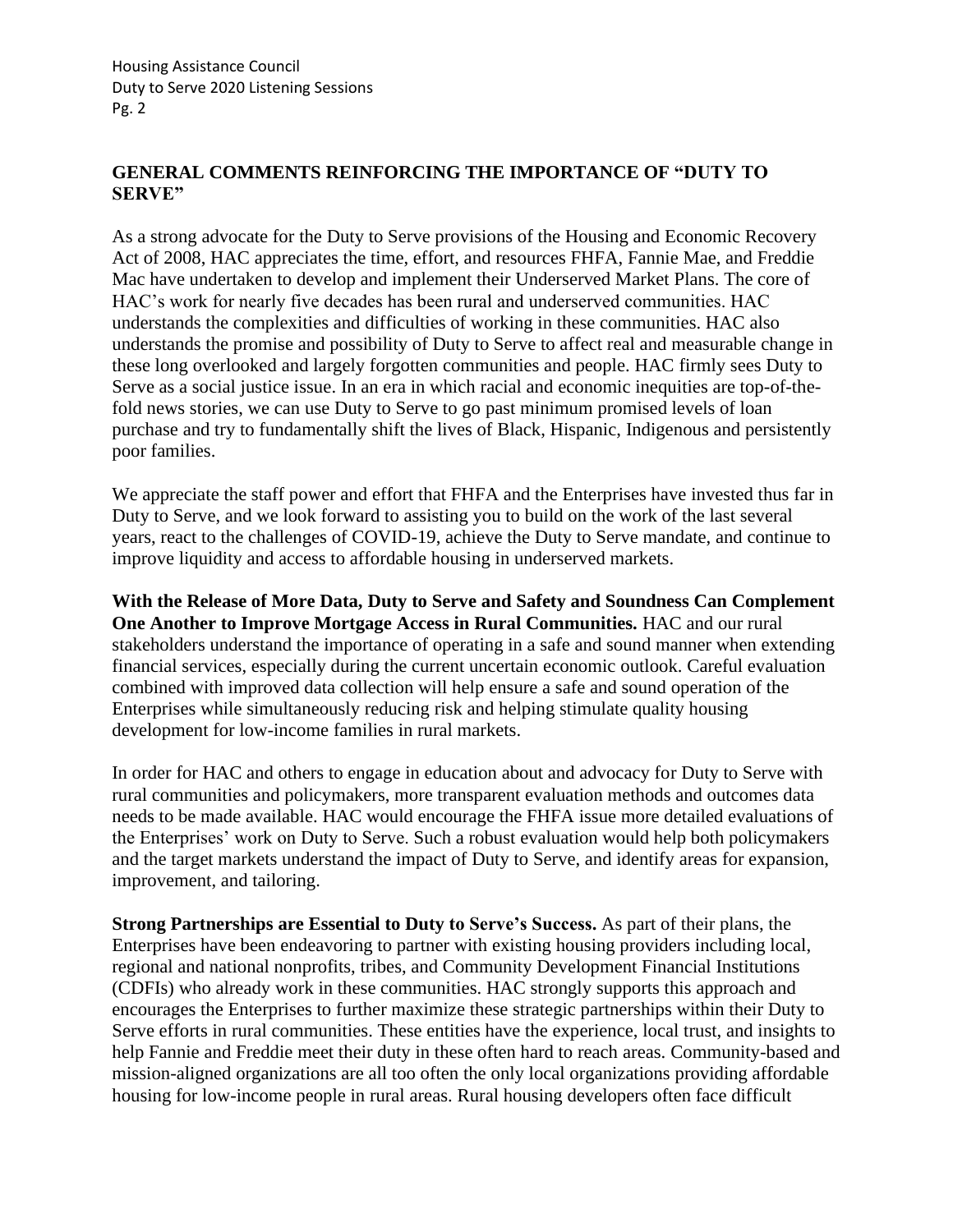## GENERAL COMMENTS REINFORCING THE IMPORTANCE OF "DUTY TO SERVE"

As a strong advocate for the Duty to Serve provisions of the Housing and Economic Recovery Act of 2008, HAC appreciates the time, effort, and resources FHFA, Fannie Mae, and Freddie Mac have undertaken to develop and implement their Underserved Market Plans. The core of HAC's work for nearly five decades has been rural and underserved communities. HAC understands the complexities and difficulties of working in these communities. HAC also understands the promise and possibility of Duty to Serve to affect real and measurable change in these long overlooked and largely forgotten communities and people. HAC firmly sees Duty to Serve as a social justice issue. In an era in which racial and economic inequities are top-of-the-fold news stories, we can use Duty to Serve to go past minimum promised levels of loan purchase and try to fundamentally shift the lives of Black, Hispanic, Indigenous and persistently poor families.

We appreciate the staff power and effort that FHFA and the Enterprises have invested thus far in Duty to Serve, and we look forward to assisting you to build on the work of the last several years, react to the challenges of COVID-19, achieve the Duty to Serve mandate, and continue to improve liquidity and access to affordable housing in underserved markets.

**With the Release of More Data, Duty to Serve and Safety and Soundness Can Complement One Another to Improve Mortgage Access in Rural Communities.** HAC and our rural stakeholders understand the importance of operating in a safe and sound manner when extending financial services, especially during the current uncertain economic outlook. Careful evaluation combined with improved data collection will help ensure a safe and sound operation of the Enterprises while simultaneously reducing risk and helping stimulate quality housing development for low-income families in rural markets.

In order for HAC and others to engage in education about and advocacy for Duty to Serve with rural communities and policymakers, more transparent evaluation methods and outcomes data needs to be made available. HAC would encourage the FHFA issue more detailed evaluations of the Enterprises' work on Duty to Serve. Such a robust evaluation would help both policymakers and the target markets understand the impact of Duty to Serve, and identify areas for expansion, improvement, and tailoring.

**Strong Partnerships are Essential to Duty to Serve's Success.** As part of their plans, the Enterprises have been endeavoring to partner with existing housing providers including local, regional and national nonprofits, tribes, and Community Development Financial Institutions (CDFIs) who already work in these communities. HAC strongly supports this approach and encourages the Enterprises to further maximize these strategic partnerships within their Duty to Serve efforts in rural communities. These entities have the experience, local trust, and insights to help Fannie and Freddie meet their duty in these often hard to reach areas. Community-based and mission-aligned organizations are all too often the only local organizations providing affordable housing for low-income people in rural areas. Rural housing developers often face difficult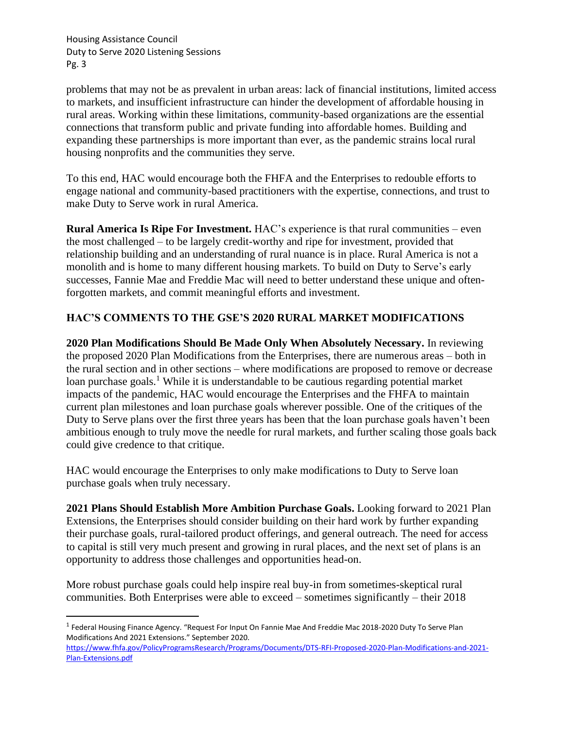problems that may not be as prevalent in urban areas: lack of financial institutions, limited access to markets, and insufficient infrastructure can hinder the development of affordable housing in rural areas. Working within these limitations, community-based organizations are the essential connections that transform public and private funding into affordable homes. Building and expanding these partnerships is more important than ever, as the pandemic strains local rural housing nonprofits and the communities they serve.

To this end, HAC would encourage both the FHFA and the Enterprises to redouble efforts to engage national and community-based practitioners with the expertise, connections, and trust to make Duty to Serve work in rural America.

**Rural America Is Ripe For Investment.** HAC's experience is that rural communities – even the most challenged – to be largely credit-worthy and ripe for investment, provided that relationship building and an understanding of rural nuance is in place. Rural America is not a monolith and is home to many different housing markets. To build on Duty to Serve's early successes, Fannie Mae and Freddie Mac will need to better understand these unique and often-forgotten markets, and commit meaningful efforts and investment.

## HAC'S COMMENTS TO THE GSE'S 2020 RURAL MARKET MODIFICATIONS

**2020 Plan Modifications Should Be Made Only When Absolutely Necessary.** In reviewing the proposed 2020 Plan Modifications from the Enterprises, there are numerous areas – both in the rural section and in other sections – where modifications are proposed to remove or decrease loan purchase goals.[1] While it is understandable to be cautious regarding potential market impacts of the pandemic, HAC would encourage the Enterprises and the FHFA to maintain current plan milestones and loan purchase goals wherever possible. One of the critiques of the Duty to Serve plans over the first three years has been that the loan purchase goals haven't been ambitious enough to truly move the needle for rural markets, and further scaling those goals back could give credence to that critique.

HAC would encourage the Enterprises to only make modifications to Duty to Serve loan purchase goals when truly necessary.

**2021 Plans Should Establish More Ambition Purchase Goals.** Looking forward to 2021 Plan Extensions, the Enterprises should consider building on their hard work by further expanding their purchase goals, rural-tailored product offerings, and general outreach. The need for access to capital is still very much present and growing in rural places, and the next set of plans is an opportunity to address those challenges and opportunities head-on.

More robust purchase goals could help inspire real buy-in from sometimes-skeptical rural communities. Both Enterprises were able to exceed – sometimes significantly – their 2018

---

[1] Federal Housing Finance Agency. "Request For Input On Fannie Mae And Freddie Mac 2018-2020 Duty To Serve Plan Modifications And 2021 Extensions." September 2020. https://www.fhfa.gov/PolicyProgramsResearch/Programs/Documents/DTS-RFI-Proposed-2020-Plan-Modifications-and-2021-Plan-Extensions.pdf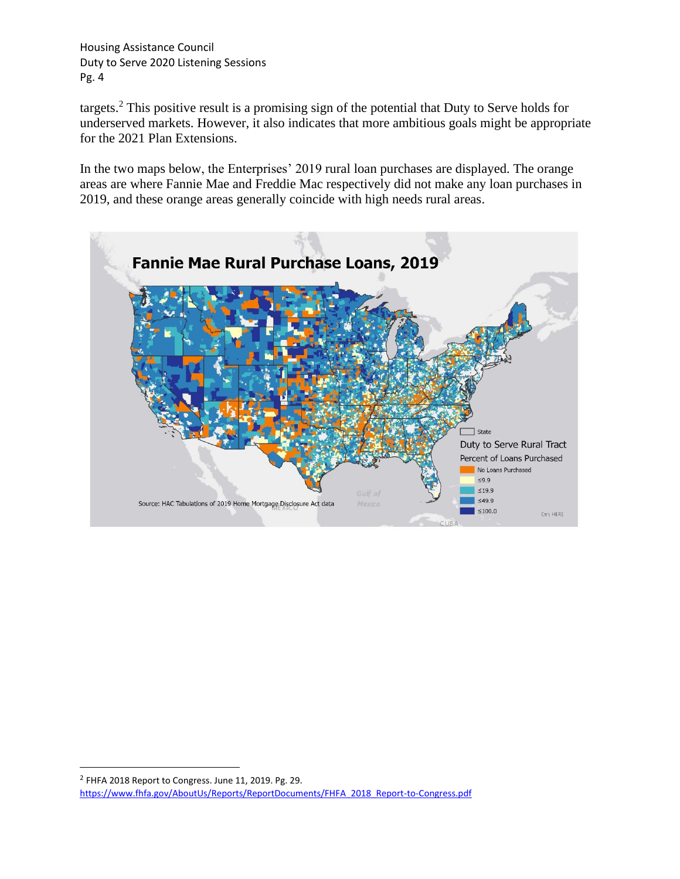targets.[2] This positive result is a promising sign of the potential that Duty to Serve holds for underserved markets. However, it also indicates that more ambitious goals might be appropriate for the 2021 Plan Extensions.

In the two maps below, the Enterprises' 2019 rural loan purchases are displayed. The orange areas are where Fannie Mae and Freddie Mac respectively did not make any loan purchases in 2019, and these orange areas generally coincide with high needs rural areas.

[2] FHFA 2018 Report to Congress. June 11, 2019. Pg. 29. https://www.fhfa.gov/AboutUs/Reports/ReportDocuments/FHFA_2018_Report-to-Congress.pdf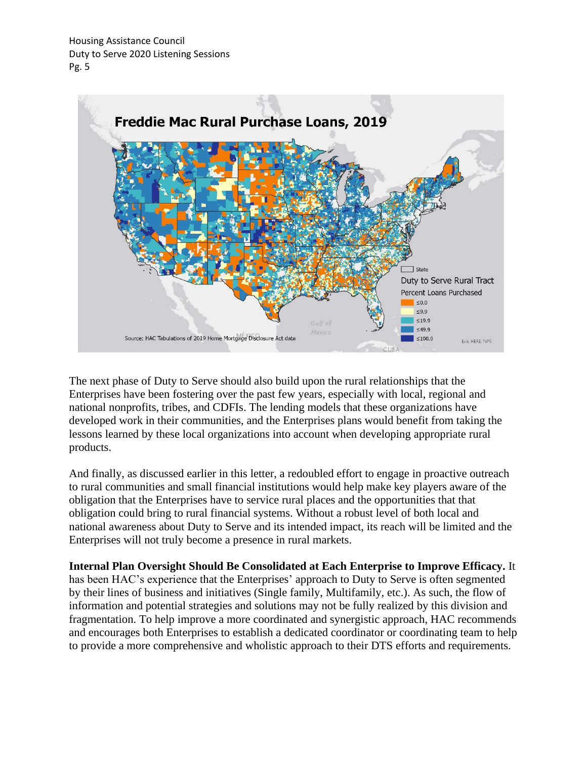**Freddie Mac Rural Purchase Loans, 2019**

State

Duty to Serve Rural Tract

Percent Loans Purchased

- ≤0.0
- ≤9.9
- ≤19.9
- ≤49.9
- ≤100.0

Source: HAC Tabulations of 2019 Home Mortgage Disclosure Act data

The next phase of Duty to Serve should also build upon the rural relationships that the Enterprises have been fostering over the past few years, especially with local, regional and national nonprofits, tribes, and CDFIs. The lending models that these organizations have developed work in their communities, and the Enterprises plans would benefit from taking the lessons learned by these local organizations into account when developing appropriate rural products.

And finally, as discussed earlier in this letter, a redoubled effort to engage in proactive outreach to rural communities and small financial institutions would help make key players aware of the obligation that the Enterprises have to service rural places and the opportunities that that obligation could bring to rural financial systems. Without a robust level of both local and national awareness about Duty to Serve and its intended impact, its reach will be limited and the Enterprises will not truly become a presence in rural markets.

**Internal Plan Oversight Should Be Consolidated at Each Enterprise to Improve Efficacy.** It has been HAC's experience that the Enterprises' approach to Duty to Serve is often segmented by their lines of business and initiatives (Single family, Multifamily, etc.). As such, the flow of information and potential strategies and solutions may not be fully realized by this division and fragmentation. To help improve a more coordinated and synergistic approach, HAC recommends and encourages both Enterprises to establish a dedicated coordinator or coordinating team to help to provide a more comprehensive and wholistic approach to their DTS efforts and requirements.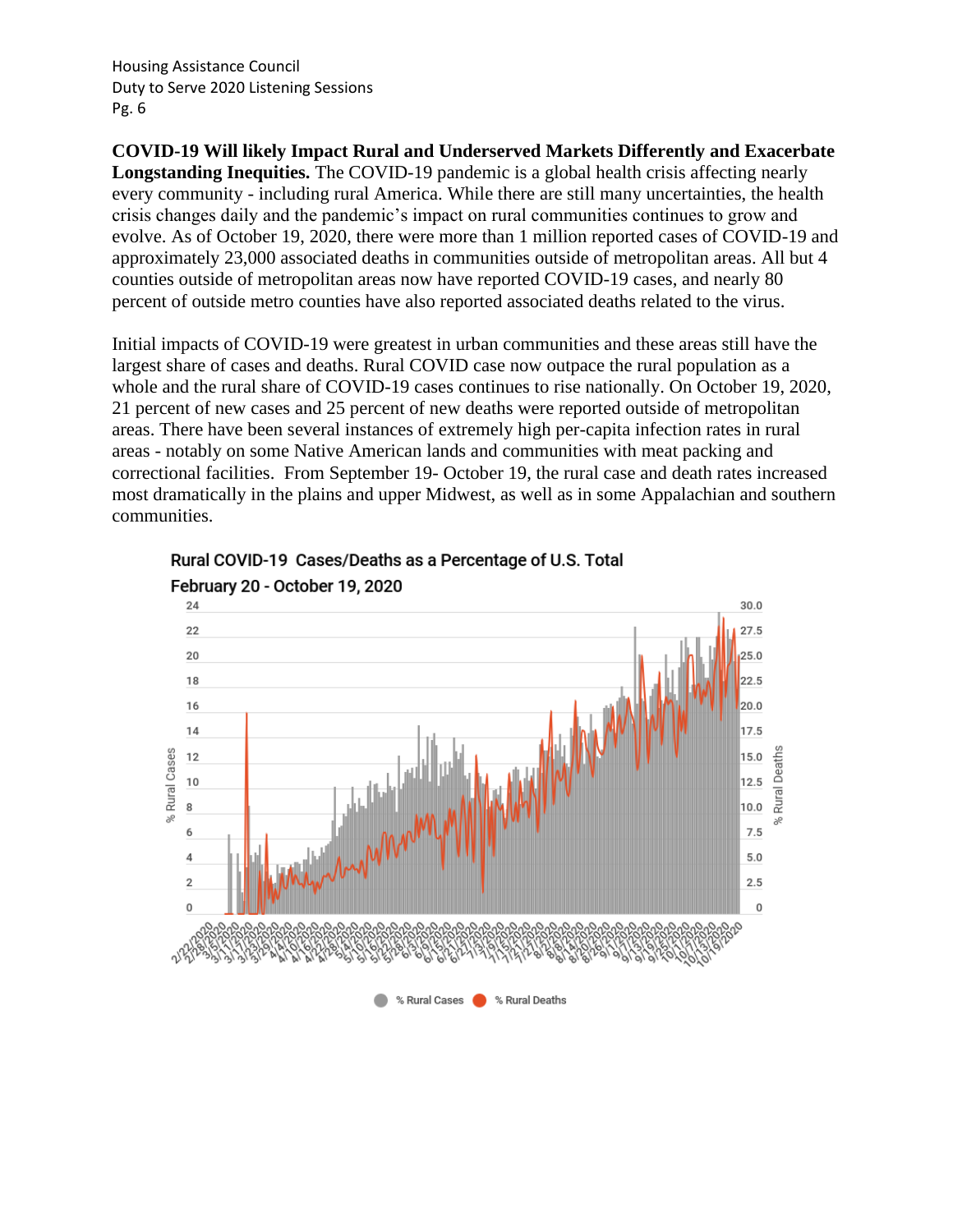**COVID-19 Will likely Impact Rural and Underserved Markets Differently and Exacerbate Longstanding Inequities.** The COVID-19 pandemic is a global health crisis affecting nearly every community - including rural America. While there are still many uncertainties, the health crisis changes daily and the pandemic's impact on rural communities continues to grow and evolve. As of October 19, 2020, there were more than 1 million reported cases of COVID-19 and approximately 23,000 associated deaths in communities outside of metropolitan areas. All but 4 counties outside of metropolitan areas now have reported COVID-19 cases, and nearly 80 percent of outside metro counties have also reported associated deaths related to the virus.

Initial impacts of COVID-19 were greatest in urban communities and these areas still have the largest share of cases and deaths. Rural COVID case now outpace the rural population as a whole and the rural share of COVID-19 cases continues to rise nationally. On October 19, 2020, 21 percent of new cases and 25 percent of new deaths were reported outside of metropolitan areas. There have been several instances of extremely high per-capita infection rates in rural areas - notably on some Native American lands and communities with meat packing and correctional facilities. From September 19- October 19, the rural case and death rates increased most dramatically in the plains and upper Midwest, as well as in some Appalachian and southern communities.

Rural COVID-19 Cases/Deaths as a Percentage of U.S. Total
February 20 - October 19, 2020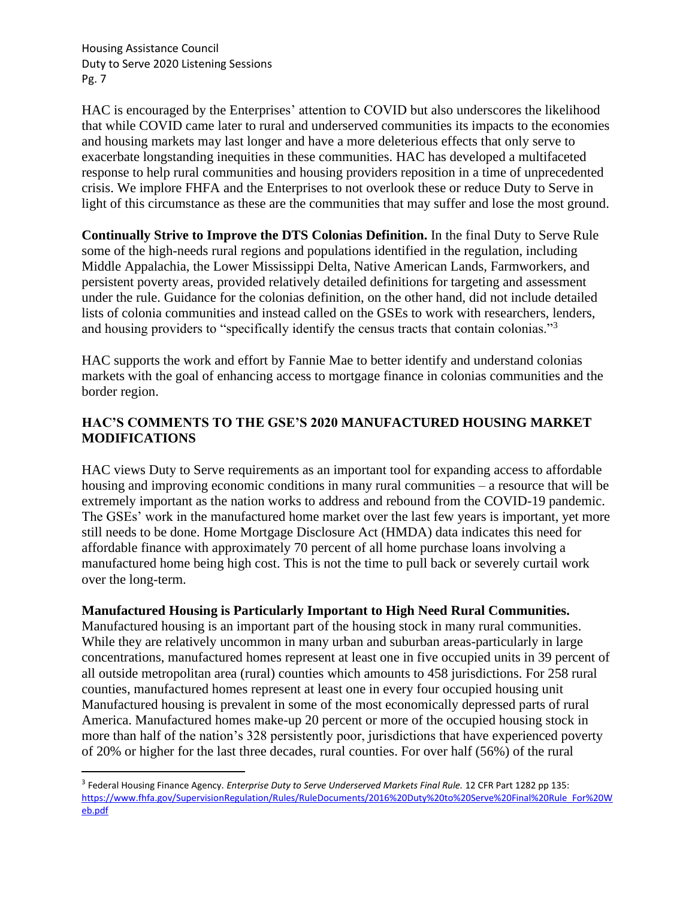HAC is encouraged by the Enterprises' attention to COVID but also underscores the likelihood that while COVID came later to rural and underserved communities its impacts to the economies and housing markets may last longer and have a more deleterious effects that only serve to exacerbate longstanding inequities in these communities. HAC has developed a multifaceted response to help rural communities and housing providers reposition in a time of unprecedented crisis. We implore FHFA and the Enterprises to not overlook these or reduce Duty to Serve in light of this circumstance as these are the communities that may suffer and lose the most ground.

**Continually Strive to Improve the DTS Colonias Definition.** In the final Duty to Serve Rule some of the high-needs rural regions and populations identified in the regulation, including Middle Appalachia, the Lower Mississippi Delta, Native American Lands, Farmworkers, and persistent poverty areas, provided relatively detailed definitions for targeting and assessment under the rule. Guidance for the colonias definition, on the other hand, did not include detailed lists of colonia communities and instead called on the GSEs to work with researchers, lenders, and housing providers to "specifically identify the census tracts that contain colonias."[3]

HAC supports the work and effort by Fannie Mae to better identify and understand colonias markets with the goal of enhancing access to mortgage finance in colonias communities and the border region.

## HAC'S COMMENTS TO THE GSE'S 2020 MANUFACTURED HOUSING MARKET MODIFICATIONS

HAC views Duty to Serve requirements as an important tool for expanding access to affordable housing and improving economic conditions in many rural communities – a resource that will be extremely important as the nation works to address and rebound from the COVID-19 pandemic. The GSEs' work in the manufactured home market over the last few years is important, yet more still needs to be done. Home Mortgage Disclosure Act (HMDA) data indicates this need for affordable finance with approximately 70 percent of all home purchase loans involving a manufactured home being high cost. This is not the time to pull back or severely curtail work over the long-term.

**Manufactured Housing is Particularly Important to High Need Rural Communities.** Manufactured housing is an important part of the housing stock in many rural communities. While they are relatively uncommon in many urban and suburban areas-particularly in large concentrations, manufactured homes represent at least one in five occupied units in 39 percent of all outside metropolitan area (rural) counties which amounts to 458 jurisdictions. For 258 rural counties, manufactured homes represent at least one in every four occupied housing unit Manufactured housing is prevalent in some of the most economically depressed parts of rural America. Manufactured homes make-up 20 percent or more of the occupied housing stock in more than half of the nation's 328 persistently poor, jurisdictions that have experienced poverty of 20% or higher for the last three decades, rural counties. For over half (56%) of the rural

---

[3] Federal Housing Finance Agency. *Enterprise Duty to Serve Underserved Markets Final Rule.* 12 CFR Part 1282 pp 135: https://www.fhfa.gov/SupervisionRegulation/Rules/RuleDocuments/2016%20Duty%20to%20Serve%20Final%20Rule_For%20Web.pdf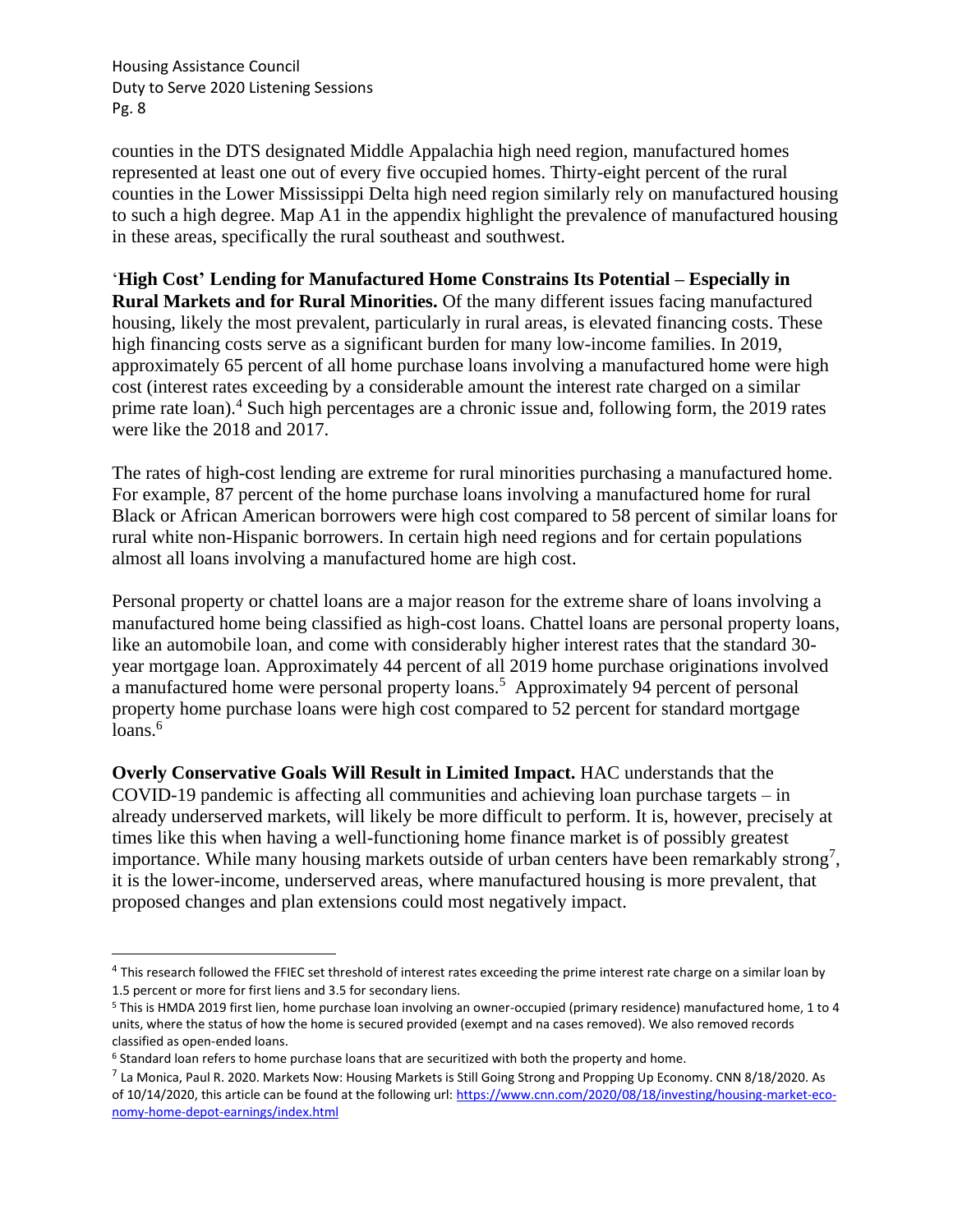counties in the DTS designated Middle Appalachia high need region, manufactured homes represented at least one out of every five occupied homes. Thirty-eight percent of the rural counties in the Lower Mississippi Delta high need region similarly rely on manufactured housing to such a high degree. Map A1 in the appendix highlight the prevalence of manufactured housing in these areas, specifically the rural southeast and southwest.

**'High Cost' Lending for Manufactured Home Constrains Its Potential – Especially in Rural Markets and for Rural Minorities.** Of the many different issues facing manufactured housing, likely the most prevalent, particularly in rural areas, is elevated financing costs. These high financing costs serve as a significant burden for many low-income families. In 2019, approximately 65 percent of all home purchase loans involving a manufactured home were high cost (interest rates exceeding by a considerable amount the interest rate charged on a similar prime rate loan).[4] Such high percentages are a chronic issue and, following form, the 2019 rates were like the 2018 and 2017.

The rates of high-cost lending are extreme for rural minorities purchasing a manufactured home. For example, 87 percent of the home purchase loans involving a manufactured home for rural Black or African American borrowers were high cost compared to 58 percent of similar loans for rural white non-Hispanic borrowers. In certain high need regions and for certain populations almost all loans involving a manufactured home are high cost.

Personal property or chattel loans are a major reason for the extreme share of loans involving a manufactured home being classified as high-cost loans. Chattel loans are personal property loans, like an automobile loan, and come with considerably higher interest rates that the standard 30-year mortgage loan. Approximately 44 percent of all 2019 home purchase originations involved a manufactured home were personal property loans.[5] Approximately 94 percent of personal property home purchase loans were high cost compared to 52 percent for standard mortgage loans.[6]

**Overly Conservative Goals Will Result in Limited Impact.** HAC understands that the COVID-19 pandemic is affecting all communities and achieving loan purchase targets – in already underserved markets, will likely be more difficult to perform. It is, however, precisely at times like this when having a well-functioning home finance market is of possibly greatest importance. While many housing markets outside of urban centers have been remarkably strong[7], it is the lower-income, underserved areas, where manufactured housing is more prevalent, that proposed changes and plan extensions could most negatively impact.

---

[4] This research followed the FFIEC set threshold of interest rates exceeding the prime interest rate charge on a similar loan by 1.5 percent or more for first liens and 3.5 for secondary liens.

[5] This is HMDA 2019 first lien, home purchase loan involving an owner-occupied (primary residence) manufactured home, 1 to 4 units, where the status of how the home is secured provided (exempt and na cases removed). We also removed records classified as open-ended loans.

[6] Standard loan refers to home purchase loans that are securitized with both the property and home.

[7] La Monica, Paul R. 2020. Markets Now: Housing Markets is Still Going Strong and Propping Up Economy. CNN 8/18/2020. As of 10/14/2020, this article can be found at the following url: https://www.cnn.com/2020/08/18/investing/housing-market-economy-home-depot-earnings/index.html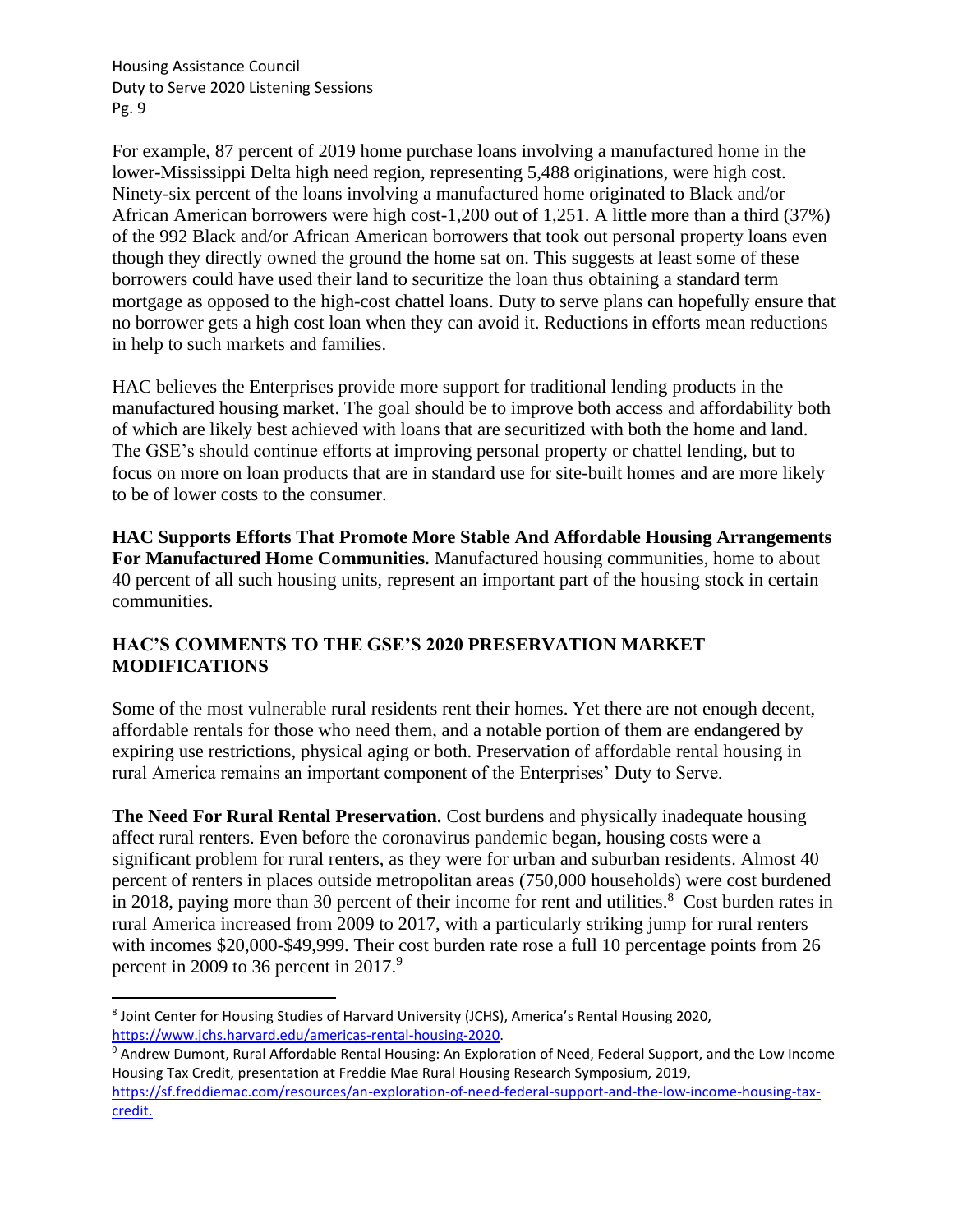For example, 87 percent of 2019 home purchase loans involving a manufactured home in the lower-Mississippi Delta high need region, representing 5,488 originations, were high cost. Ninety-six percent of the loans involving a manufactured home originated to Black and/or African American borrowers were high cost-1,200 out of 1,251. A little more than a third (37%) of the 992 Black and/or African American borrowers that took out personal property loans even though they directly owned the ground the home sat on. This suggests at least some of these borrowers could have used their land to securitize the loan thus obtaining a standard term mortgage as opposed to the high-cost chattel loans. Duty to serve plans can hopefully ensure that no borrower gets a high cost loan when they can avoid it. Reductions in efforts mean reductions in help to such markets and families.

HAC believes the Enterprises provide more support for traditional lending products in the manufactured housing market. The goal should be to improve both access and affordability both of which are likely best achieved with loans that are securitized with both the home and land. The GSE's should continue efforts at improving personal property or chattel lending, but to focus on more on loan products that are in standard use for site-built homes and are more likely to be of lower costs to the consumer.

**HAC Supports Efforts That Promote More Stable And Affordable Housing Arrangements For Manufactured Home Communities.** Manufactured housing communities, home to about 40 percent of all such housing units, represent an important part of the housing stock in certain communities.

## HAC'S COMMENTS TO THE GSE'S 2020 PRESERVATION MARKET MODIFICATIONS

Some of the most vulnerable rural residents rent their homes. Yet there are not enough decent, affordable rentals for those who need them, and a notable portion of them are endangered by expiring use restrictions, physical aging or both. Preservation of affordable rental housing in rural America remains an important component of the Enterprises' Duty to Serve.

**The Need For Rural Rental Preservation.** Cost burdens and physically inadequate housing affect rural renters. Even before the coronavirus pandemic began, housing costs were a significant problem for rural renters, as they were for urban and suburban residents. Almost 40 percent of renters in places outside metropolitan areas (750,000 households) were cost burdened in 2018, paying more than 30 percent of their income for rent and utilities.[8] Cost burden rates in rural America increased from 2009 to 2017, with a particularly striking jump for rural renters with incomes $20,000-$49,999. Their cost burden rate rose a full 10 percentage points from 26 percent in 2009 to 36 percent in 2017.[9]

---

[8] Joint Center for Housing Studies of Harvard University (JCHS), America's Rental Housing 2020, https://www.jchs.harvard.edu/americas-rental-housing-2020.

[9] Andrew Dumont, Rural Affordable Rental Housing: An Exploration of Need, Federal Support, and the Low Income Housing Tax Credit, presentation at Freddie Mae Rural Housing Research Symposium, 2019, https://sf.freddiemac.com/resources/an-exploration-of-need-federal-support-and-the-low-income-housing-tax-credit.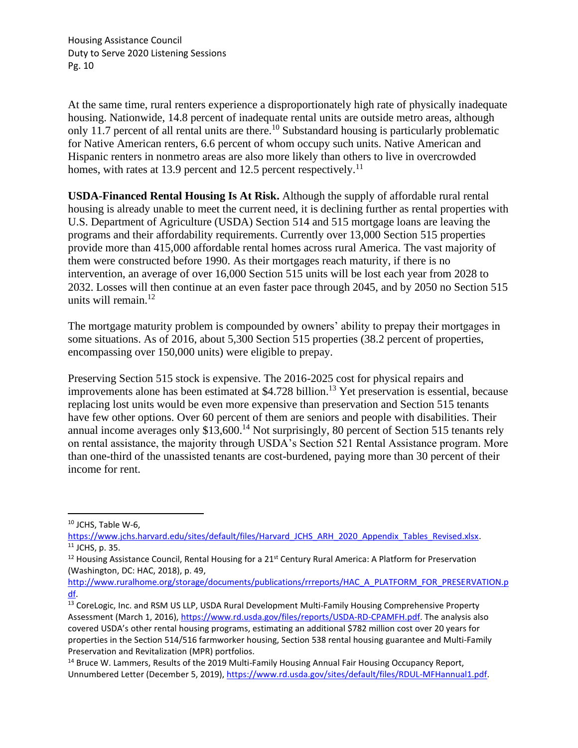At the same time, rural renters experience a disproportionately high rate of physically inadequate housing. Nationwide, 14.8 percent of inadequate rental units are outside metro areas, although only 11.7 percent of all rental units are there.[10] Substandard housing is particularly problematic for Native American renters, 6.6 percent of whom occupy such units. Native American and Hispanic renters in nonmetro areas are also more likely than others to live in overcrowded homes, with rates at 13.9 percent and 12.5 percent respectively.[11]

**USDA-Financed Rental Housing Is At Risk.** Although the supply of affordable rural rental housing is already unable to meet the current need, it is declining further as rental properties with U.S. Department of Agriculture (USDA) Section 514 and 515 mortgage loans are leaving the programs and their affordability requirements. Currently over 13,000 Section 515 properties provide more than 415,000 affordable rental homes across rural America. The vast majority of them were constructed before 1990. As their mortgages reach maturity, if there is no intervention, an average of over 16,000 Section 515 units will be lost each year from 2028 to 2032. Losses will then continue at an even faster pace through 2045, and by 2050 no Section 515 units will remain.[12]

The mortgage maturity problem is compounded by owners' ability to prepay their mortgages in some situations. As of 2016, about 5,300 Section 515 properties (38.2 percent of properties, encompassing over 150,000 units) were eligible to prepay.

Preserving Section 515 stock is expensive. The 2016-2025 cost for physical repairs and improvements alone has been estimated at $4.728 billion.[13] Yet preservation is essential, because replacing lost units would be even more expensive than preservation and Section 515 tenants have few other options. Over 60 percent of them are seniors and people with disabilities. Their annual income averages only $13,600.[14] Not surprisingly, 80 percent of Section 515 tenants rely on rental assistance, the majority through USDA's Section 521 Rental Assistance program. More than one-third of the unassisted tenants are cost-burdened, paying more than 30 percent of their income for rent.

---

[10] JCHS, Table W-6, https://www.jchs.harvard.edu/sites/default/files/Harvard_JCHS_ARH_2020_Appendix_Tables_Revised.xlsx.

[11] JCHS, p. 35.

[12] Housing Assistance Council, Rental Housing for a 21st Century Rural America: A Platform for Preservation (Washington, DC: HAC, 2018), p. 49, http://www.ruralhome.org/storage/documents/publications/rrreports/HAC_A_PLATFORM_FOR_PRESERVATION.pdf.

[13] CoreLogic, Inc. and RSM US LLP, USDA Rural Development Multi-Family Housing Comprehensive Property Assessment (March 1, 2016), https://www.rd.usda.gov/files/reports/USDA-RD-CPAMFH.pdf. The analysis also covered USDA's other rental housing programs, estimating an additional $782 million cost over 20 years for properties in the Section 514/516 farmworker housing, Section 538 rental housing guarantee and Multi-Family Preservation and Revitalization (MPR) portfolios.

[14] Bruce W. Lammers, Results of the 2019 Multi-Family Housing Annual Fair Housing Occupancy Report, Unnumbered Letter (December 5, 2019), https://www.rd.usda.gov/sites/default/files/RDUL-MFHannual1.pdf.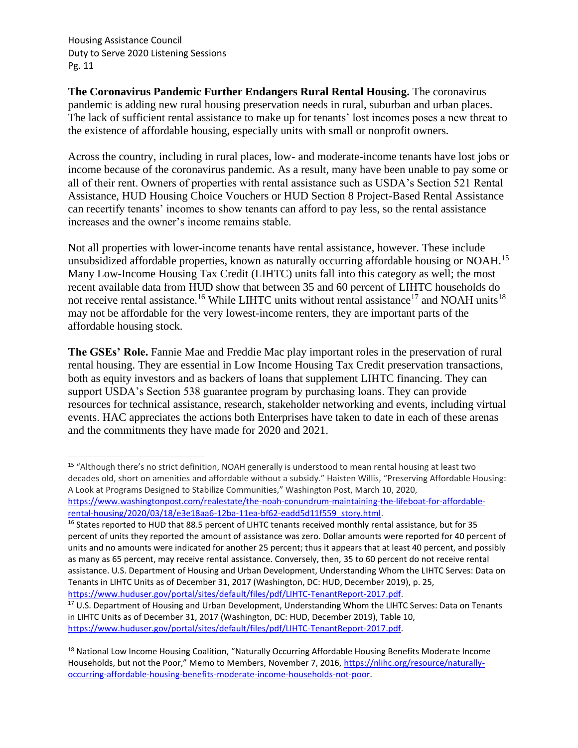**The Coronavirus Pandemic Further Endangers Rural Rental Housing.** The coronavirus pandemic is adding new rural housing preservation needs in rural, suburban and urban places. The lack of sufficient rental assistance to make up for tenants' lost incomes poses a new threat to the existence of affordable housing, especially units with small or nonprofit owners.

Across the country, including in rural places, low- and moderate-income tenants have lost jobs or income because of the coronavirus pandemic. As a result, many have been unable to pay some or all of their rent. Owners of properties with rental assistance such as USDA's Section 521 Rental Assistance, HUD Housing Choice Vouchers or HUD Section 8 Project-Based Rental Assistance can recertify tenants' incomes to show tenants can afford to pay less, so the rental assistance increases and the owner's income remains stable.

Not all properties with lower-income tenants have rental assistance, however. These include unsubsidized affordable properties, known as naturally occurring affordable housing or NOAH.[15] Many Low-Income Housing Tax Credit (LIHTC) units fall into this category as well; the most recent available data from HUD show that between 35 and 60 percent of LIHTC households do not receive rental assistance.[16] While LIHTC units without rental assistance[17] and NOAH units[18] may not be affordable for the very lowest-income renters, they are important parts of the affordable housing stock.

**The GSEs' Role.** Fannie Mae and Freddie Mac play important roles in the preservation of rural rental housing. They are essential in Low Income Housing Tax Credit preservation transactions, both as equity investors and as backers of loans that supplement LIHTC financing. They can support USDA's Section 538 guarantee program by purchasing loans. They can provide resources for technical assistance, research, stakeholder networking and events, including virtual events. HAC appreciates the actions both Enterprises have taken to date in each of these arenas and the commitments they have made for 2020 and 2021.

---

[15] "Although there's no strict definition, NOAH generally is understood to mean rental housing at least two decades old, short on amenities and affordable without a subsidy." Haisten Willis, "Preserving Affordable Housing: A Look at Programs Designed to Stabilize Communities," Washington Post, March 10, 2020, https://www.washingtonpost.com/realestate/the-noah-conundrum-maintaining-the-lifeboat-for-affordable-rental-housing/2020/03/18/e3e18aa6-12ba-11ea-bf62-eadd5d11f559_story.html.

[16] States reported to HUD that 88.5 percent of LIHTC tenants received monthly rental assistance, but for 35 percent of units they reported the amount of assistance was zero. Dollar amounts were reported for 40 percent of units and no amounts were indicated for another 25 percent; thus it appears that at least 40 percent, and possibly as many as 65 percent, may receive rental assistance. Conversely, then, 35 to 60 percent do not receive rental assistance. U.S. Department of Housing and Urban Development, Understanding Whom the LIHTC Serves: Data on Tenants in LIHTC Units as of December 31, 2017 (Washington, DC: HUD, December 2019), p. 25, https://www.huduser.gov/portal/sites/default/files/pdf/LIHTC-TenantReport-2017.pdf.

[17] U.S. Department of Housing and Urban Development, Understanding Whom the LIHTC Serves: Data on Tenants in LIHTC Units as of December 31, 2017 (Washington, DC: HUD, December 2019), Table 10, https://www.huduser.gov/portal/sites/default/files/pdf/LIHTC-TenantReport-2017.pdf.

[18] National Low Income Housing Coalition, "Naturally Occurring Affordable Housing Benefits Moderate Income Households, but not the Poor," Memo to Members, November 7, 2016, https://nlihc.org/resource/naturally-occurring-affordable-housing-benefits-moderate-income-households-not-poor.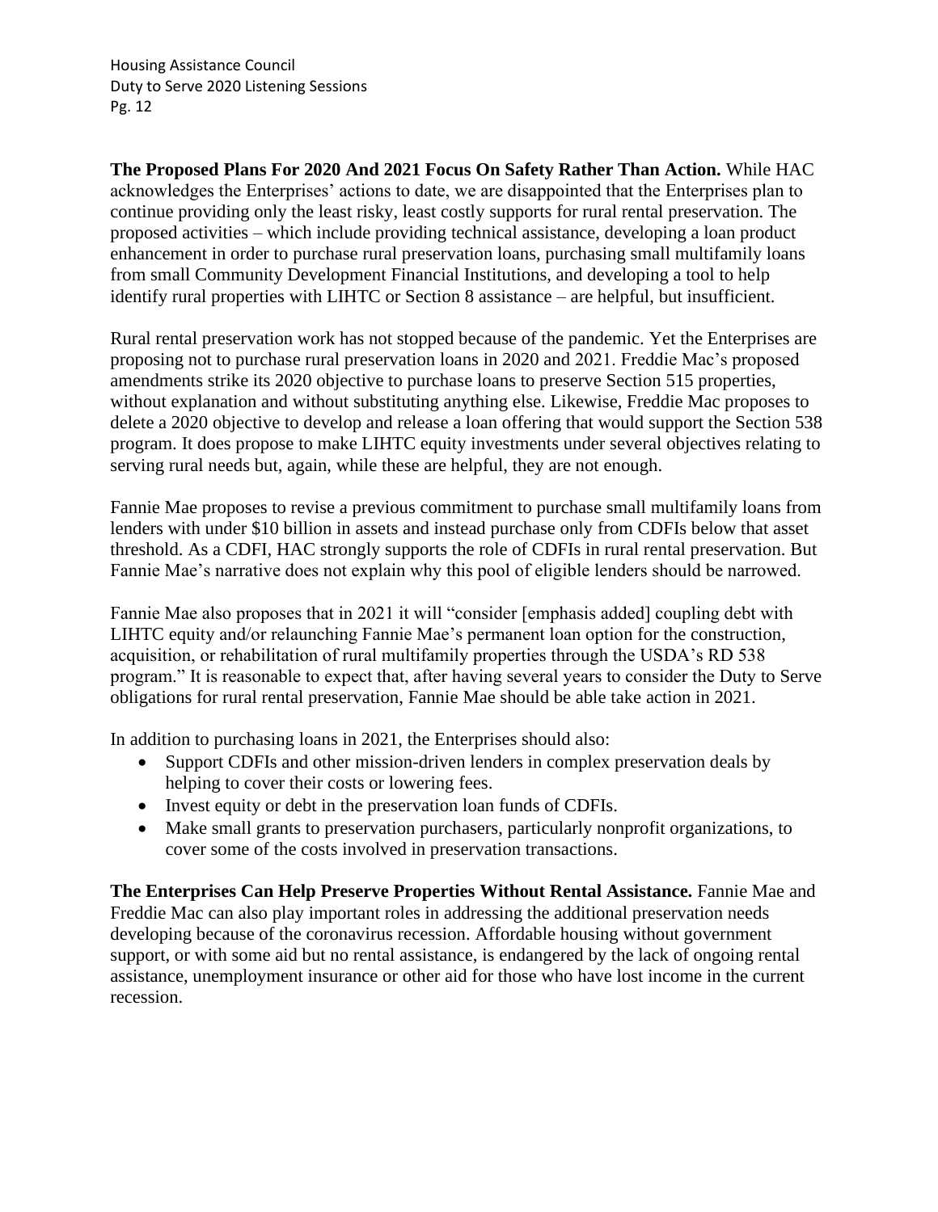**The Proposed Plans For 2020 And 2021 Focus On Safety Rather Than Action.** While HAC acknowledges the Enterprises' actions to date, we are disappointed that the Enterprises plan to continue providing only the least risky, least costly supports for rural rental preservation. The proposed activities – which include providing technical assistance, developing a loan product enhancement in order to purchase rural preservation loans, purchasing small multifamily loans from small Community Development Financial Institutions, and developing a tool to help identify rural properties with LIHTC or Section 8 assistance – are helpful, but insufficient.

Rural rental preservation work has not stopped because of the pandemic. Yet the Enterprises are proposing not to purchase rural preservation loans in 2020 and 2021. Freddie Mac's proposed amendments strike its 2020 objective to purchase loans to preserve Section 515 properties, without explanation and without substituting anything else. Likewise, Freddie Mac proposes to delete a 2020 objective to develop and release a loan offering that would support the Section 538 program. It does propose to make LIHTC equity investments under several objectives relating to serving rural needs but, again, while these are helpful, they are not enough.

Fannie Mae proposes to revise a previous commitment to purchase small multifamily loans from lenders with under $10 billion in assets and instead purchase only from CDFIs below that asset threshold. As a CDFI, HAC strongly supports the role of CDFIs in rural rental preservation. But Fannie Mae's narrative does not explain why this pool of eligible lenders should be narrowed.

Fannie Mae also proposes that in 2021 it will "consider [emphasis added] coupling debt with LIHTC equity and/or relaunching Fannie Mae's permanent loan option for the construction, acquisition, or rehabilitation of rural multifamily properties through the USDA's RD 538 program." It is reasonable to expect that, after having several years to consider the Duty to Serve obligations for rural rental preservation, Fannie Mae should be able take action in 2021.

In addition to purchasing loans in 2021, the Enterprises should also:

- Support CDFIs and other mission-driven lenders in complex preservation deals by helping to cover their costs or lowering fees.
- Invest equity or debt in the preservation loan funds of CDFIs.
- Make small grants to preservation purchasers, particularly nonprofit organizations, to cover some of the costs involved in preservation transactions.

**The Enterprises Can Help Preserve Properties Without Rental Assistance.** Fannie Mae and Freddie Mac can also play important roles in addressing the additional preservation needs developing because of the coronavirus recession. Affordable housing without government support, or with some aid but no rental assistance, is endangered by the lack of ongoing rental assistance, unemployment insurance or other aid for those who have lost income in the current recession.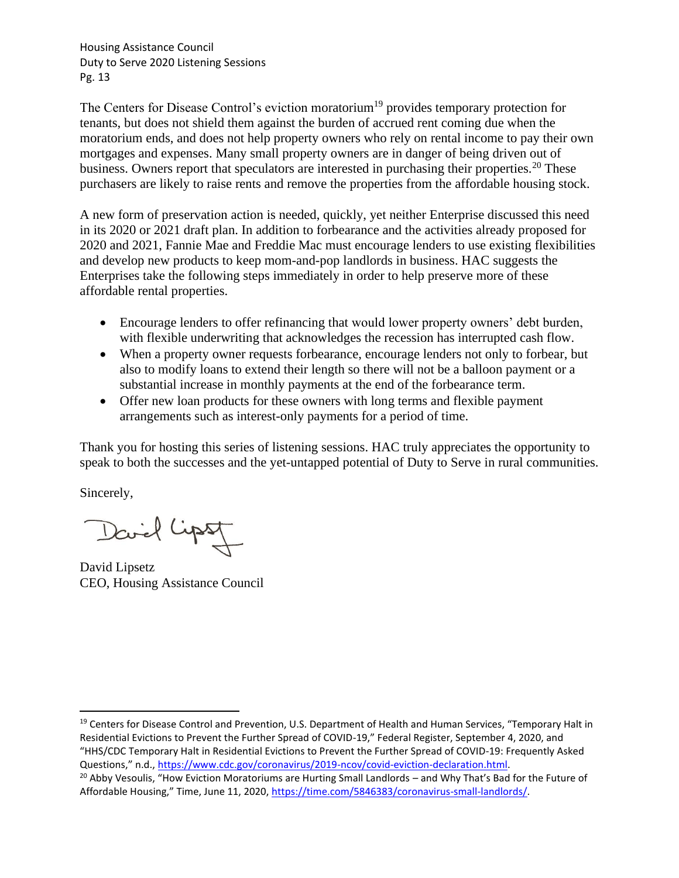The Centers for Disease Control's eviction moratorium[19] provides temporary protection for tenants, but does not shield them against the burden of accrued rent coming due when the moratorium ends, and does not help property owners who rely on rental income to pay their own mortgages and expenses. Many small property owners are in danger of being driven out of business. Owners report that speculators are interested in purchasing their properties.[20] These purchasers are likely to raise rents and remove the properties from the affordable housing stock.

A new form of preservation action is needed, quickly, yet neither Enterprise discussed this need in its 2020 or 2021 draft plan. In addition to forbearance and the activities already proposed for 2020 and 2021, Fannie Mae and Freddie Mac must encourage lenders to use existing flexibilities and develop new products to keep mom-and-pop landlords in business. HAC suggests the Enterprises take the following steps immediately in order to help preserve more of these affordable rental properties.

- Encourage lenders to offer refinancing that would lower property owners' debt burden, with flexible underwriting that acknowledges the recession has interrupted cash flow.
- When a property owner requests forbearance, encourage lenders not only to forbear, but also to modify loans to extend their length so there will not be a balloon payment or a substantial increase in monthly payments at the end of the forbearance term.
- Offer new loan products for these owners with long terms and flexible payment arrangements such as interest-only payments for a period of time.

Thank you for hosting this series of listening sessions. HAC truly appreciates the opportunity to speak to both the successes and the yet-untapped potential of Duty to Serve in rural communities.

Sincerely,

David Lipsetz
CEO, Housing Assistance Council

---

[19] Centers for Disease Control and Prevention, U.S. Department of Health and Human Services, "Temporary Halt in Residential Evictions to Prevent the Further Spread of COVID-19," Federal Register, September 4, 2020, and "HHS/CDC Temporary Halt in Residential Evictions to Prevent the Further Spread of COVID-19: Frequently Asked Questions," n.d., https://www.cdc.gov/coronavirus/2019-ncov/covid-eviction-declaration.html.

[20] Abby Vesoulis, "How Eviction Moratoriums are Hurting Small Landlords – and Why That's Bad for the Future of Affordable Housing," Time, June 11, 2020, https://time.com/5846383/coronavirus-small-landlords/.